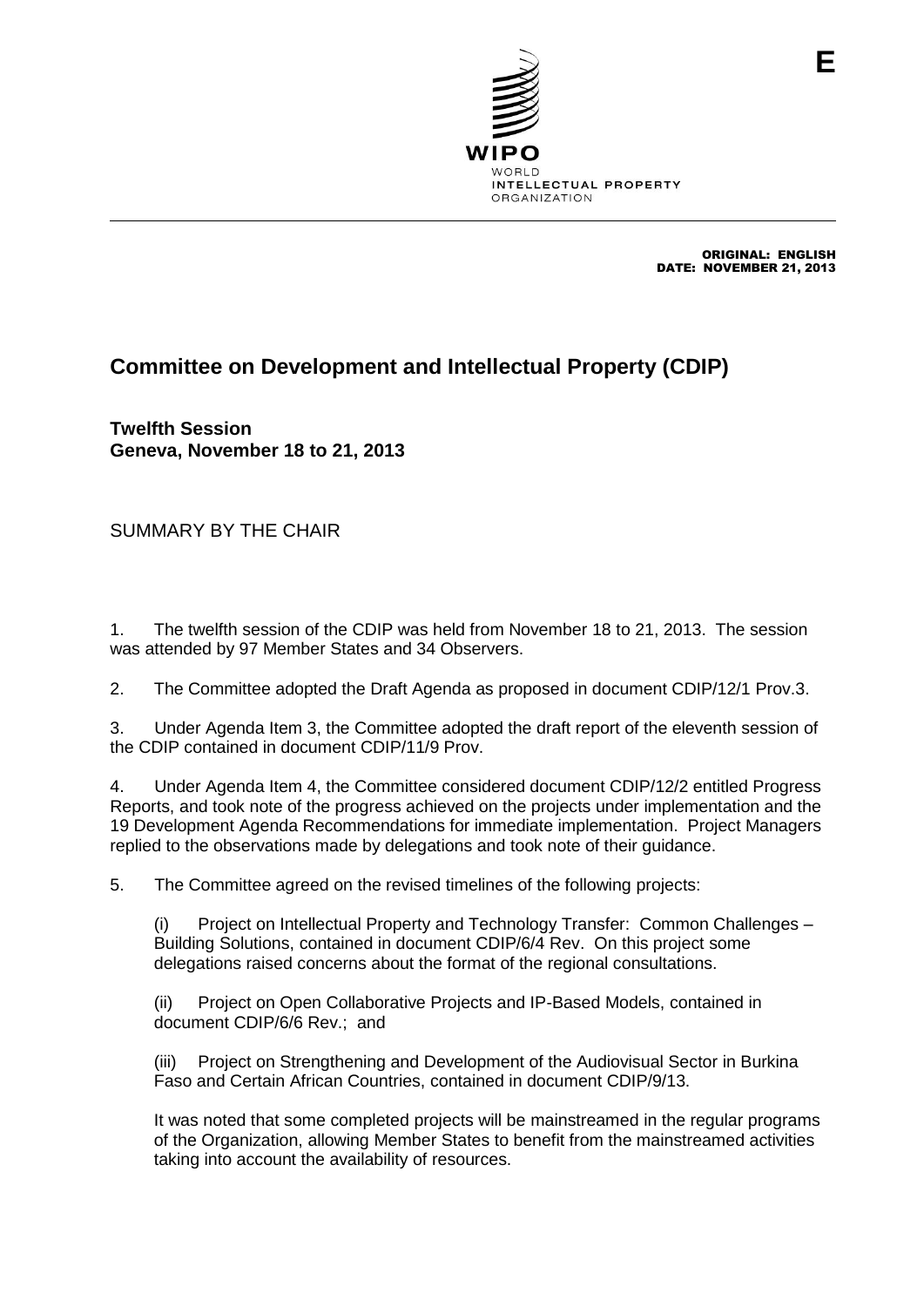E

WIPO
WORLD
INTELLECTUAL PROPERTY
ORGANIZATION

ORIGINAL: ENGLISH
DATE: NOVEMBER 21, 2013

# Committee on Development and Intellectual Property (CDIP)

**Twelfth Session**
**Geneva, November 18 to 21, 2013**

SUMMARY BY THE CHAIR

1. The twelfth session of the CDIP was held from November 18 to 21, 2013. The session was attended by 97 Member States and 34 Observers.

2. The Committee adopted the Draft Agenda as proposed in document CDIP/12/1 Prov.3.

3. Under Agenda Item 3, the Committee adopted the draft report of the eleventh session of the CDIP contained in document CDIP/11/9 Prov.

4. Under Agenda Item 4, the Committee considered document CDIP/12/2 entitled Progress Reports, and took note of the progress achieved on the projects under implementation and the 19 Development Agenda Recommendations for immediate implementation. Project Managers replied to the observations made by delegations and took note of their guidance.

5. The Committee agreed on the revised timelines of the following projects:

(i) Project on Intellectual Property and Technology Transfer: Common Challenges – Building Solutions, contained in document CDIP/6/4 Rev. On this project some delegations raised concerns about the format of the regional consultations.

(ii) Project on Open Collaborative Projects and IP-Based Models, contained in document CDIP/6/6 Rev.; and

(iii) Project on Strengthening and Development of the Audiovisual Sector in Burkina Faso and Certain African Countries, contained in document CDIP/9/13.

It was noted that some completed projects will be mainstreamed in the regular programs of the Organization, allowing Member States to benefit from the mainstreamed activities taking into account the availability of resources.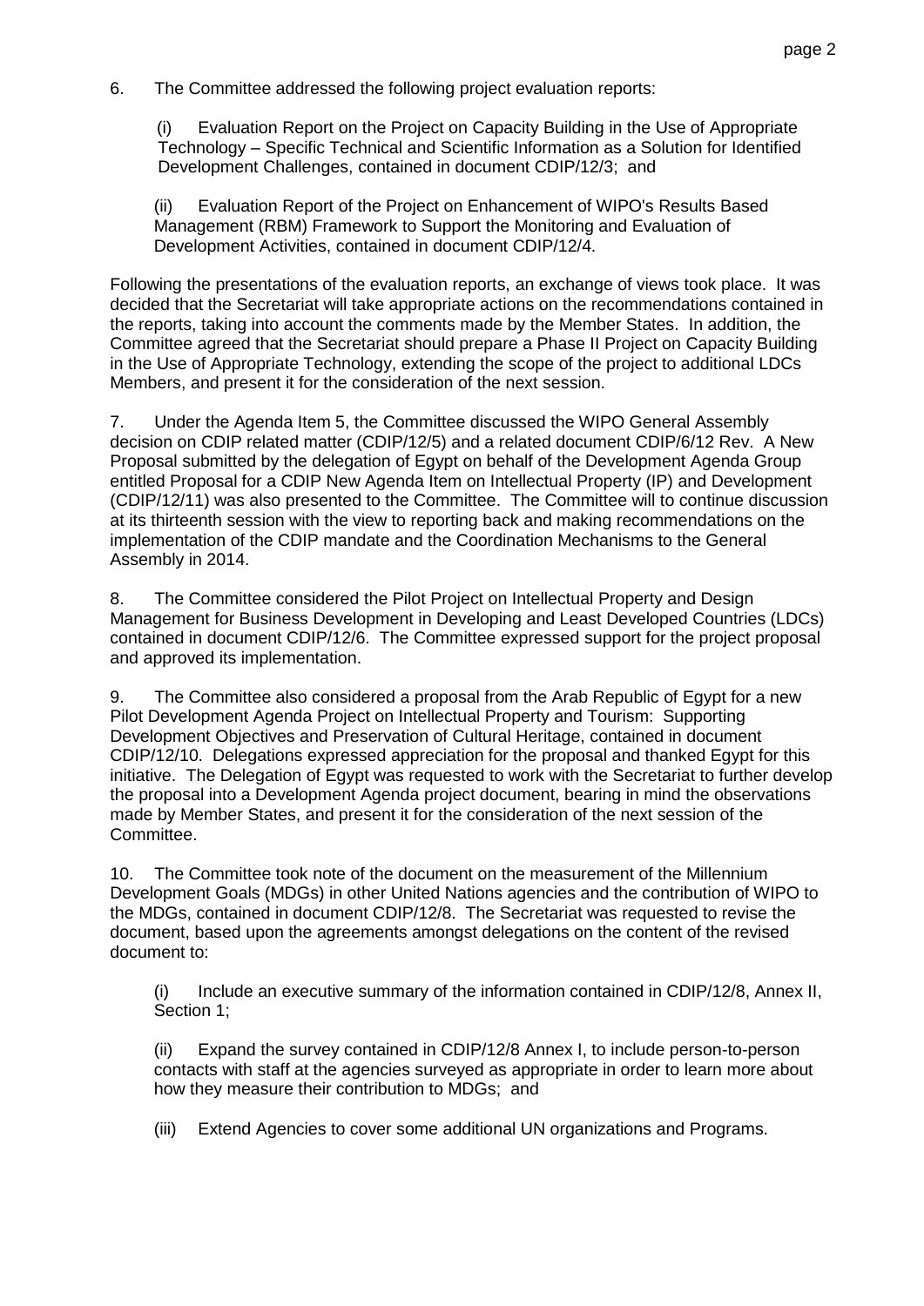6. The Committee addressed the following project evaluation reports:

(i) Evaluation Report on the Project on Capacity Building in the Use of Appropriate Technology – Specific Technical and Scientific Information as a Solution for Identified Development Challenges, contained in document CDIP/12/3; and

(ii) Evaluation Report of the Project on Enhancement of WIPO's Results Based Management (RBM) Framework to Support the Monitoring and Evaluation of Development Activities, contained in document CDIP/12/4.

Following the presentations of the evaluation reports, an exchange of views took place. It was decided that the Secretariat will take appropriate actions on the recommendations contained in the reports, taking into account the comments made by the Member States. In addition, the Committee agreed that the Secretariat should prepare a Phase II Project on Capacity Building in the Use of Appropriate Technology, extending the scope of the project to additional LDCs Members, and present it for the consideration of the next session.

7. Under the Agenda Item 5, the Committee discussed the WIPO General Assembly decision on CDIP related matter (CDIP/12/5) and a related document CDIP/6/12 Rev. A New Proposal submitted by the delegation of Egypt on behalf of the Development Agenda Group entitled Proposal for a CDIP New Agenda Item on Intellectual Property (IP) and Development (CDIP/12/11) was also presented to the Committee. The Committee will to continue discussion at its thirteenth session with the view to reporting back and making recommendations on the implementation of the CDIP mandate and the Coordination Mechanisms to the General Assembly in 2014.

8. The Committee considered the Pilot Project on Intellectual Property and Design Management for Business Development in Developing and Least Developed Countries (LDCs) contained in document CDIP/12/6. The Committee expressed support for the project proposal and approved its implementation.

9. The Committee also considered a proposal from the Arab Republic of Egypt for a new Pilot Development Agenda Project on Intellectual Property and Tourism: Supporting Development Objectives and Preservation of Cultural Heritage, contained in document CDIP/12/10. Delegations expressed appreciation for the proposal and thanked Egypt for this initiative. The Delegation of Egypt was requested to work with the Secretariat to further develop the proposal into a Development Agenda project document, bearing in mind the observations made by Member States, and present it for the consideration of the next session of the Committee.

10. The Committee took note of the document on the measurement of the Millennium Development Goals (MDGs) in other United Nations agencies and the contribution of WIPO to the MDGs, contained in document CDIP/12/8. The Secretariat was requested to revise the document, based upon the agreements amongst delegations on the content of the revised document to:

(i) Include an executive summary of the information contained in CDIP/12/8, Annex II, Section 1;

(ii) Expand the survey contained in CDIP/12/8 Annex I, to include person-to-person contacts with staff at the agencies surveyed as appropriate in order to learn more about how they measure their contribution to MDGs; and

(iii) Extend Agencies to cover some additional UN organizations and Programs.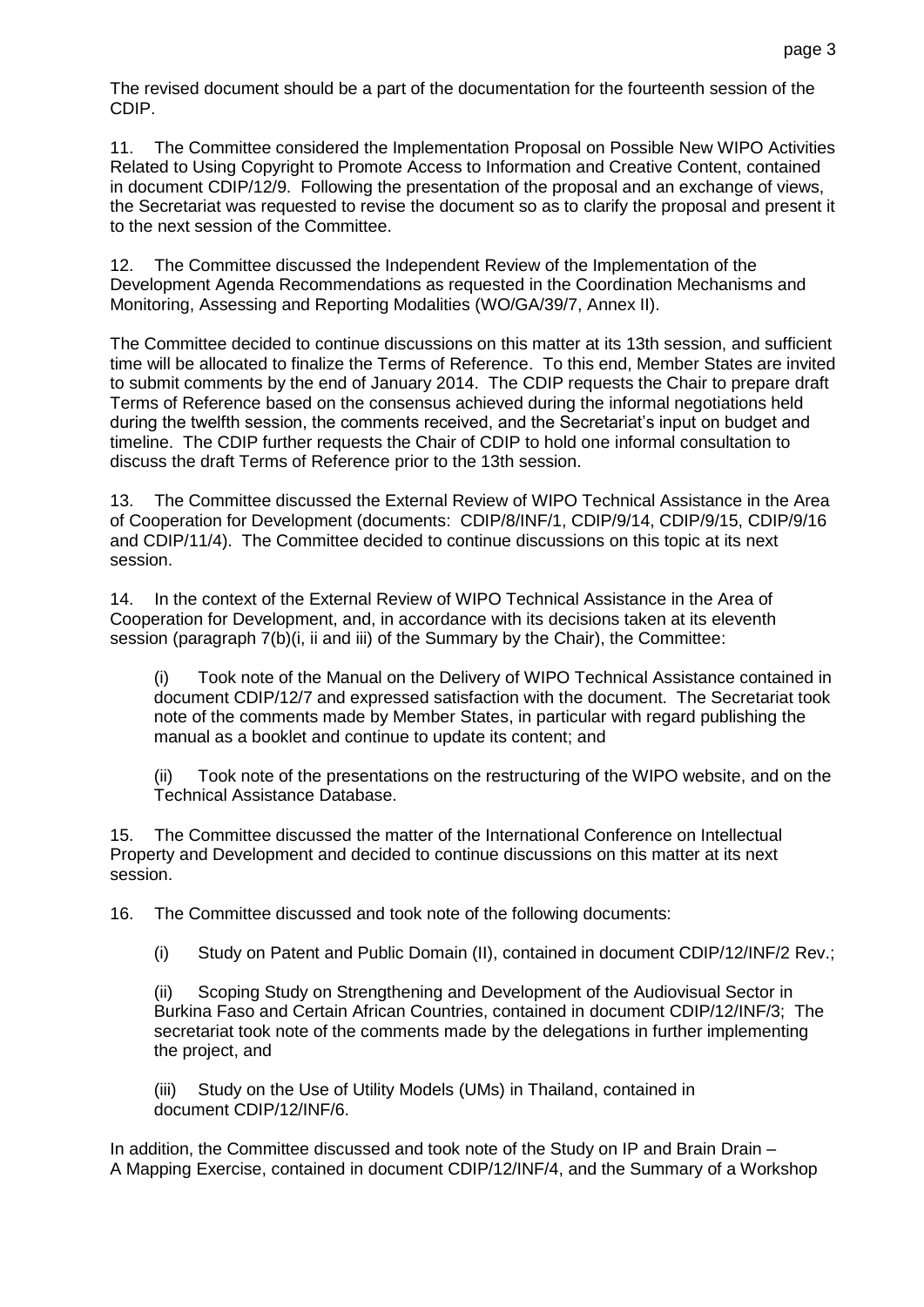The revised document should be a part of the documentation for the fourteenth session of the CDIP.

11. The Committee considered the Implementation Proposal on Possible New WIPO Activities Related to Using Copyright to Promote Access to Information and Creative Content, contained in document CDIP/12/9. Following the presentation of the proposal and an exchange of views, the Secretariat was requested to revise the document so as to clarify the proposal and present it to the next session of the Committee.

12. The Committee discussed the Independent Review of the Implementation of the Development Agenda Recommendations as requested in the Coordination Mechanisms and Monitoring, Assessing and Reporting Modalities (WO/GA/39/7, Annex II).

The Committee decided to continue discussions on this matter at its 13th session, and sufficient time will be allocated to finalize the Terms of Reference. To this end, Member States are invited to submit comments by the end of January 2014. The CDIP requests the Chair to prepare draft Terms of Reference based on the consensus achieved during the informal negotiations held during the twelfth session, the comments received, and the Secretariat's input on budget and timeline. The CDIP further requests the Chair of CDIP to hold one informal consultation to discuss the draft Terms of Reference prior to the 13th session.

13. The Committee discussed the External Review of WIPO Technical Assistance in the Area of Cooperation for Development (documents: CDIP/8/INF/1, CDIP/9/14, CDIP/9/15, CDIP/9/16 and CDIP/11/4). The Committee decided to continue discussions on this topic at its next session.

14. In the context of the External Review of WIPO Technical Assistance in the Area of Cooperation for Development, and, in accordance with its decisions taken at its eleventh session (paragraph 7(b)(i, ii and iii) of the Summary by the Chair), the Committee:

(i) Took note of the Manual on the Delivery of WIPO Technical Assistance contained in document CDIP/12/7 and expressed satisfaction with the document. The Secretariat took note of the comments made by Member States, in particular with regard publishing the manual as a booklet and continue to update its content; and

(ii) Took note of the presentations on the restructuring of the WIPO website, and on the Technical Assistance Database.

15. The Committee discussed the matter of the International Conference on Intellectual Property and Development and decided to continue discussions on this matter at its next session.

16. The Committee discussed and took note of the following documents:

(i) Study on Patent and Public Domain (II), contained in document CDIP/12/INF/2 Rev.;

(ii) Scoping Study on Strengthening and Development of the Audiovisual Sector in Burkina Faso and Certain African Countries, contained in document CDIP/12/INF/3; The secretariat took note of the comments made by the delegations in further implementing the project, and

(iii) Study on the Use of Utility Models (UMs) in Thailand, contained in document CDIP/12/INF/6.

In addition, the Committee discussed and took note of the Study on IP and Brain Drain – A Mapping Exercise, contained in document CDIP/12/INF/4, and the Summary of a Workshop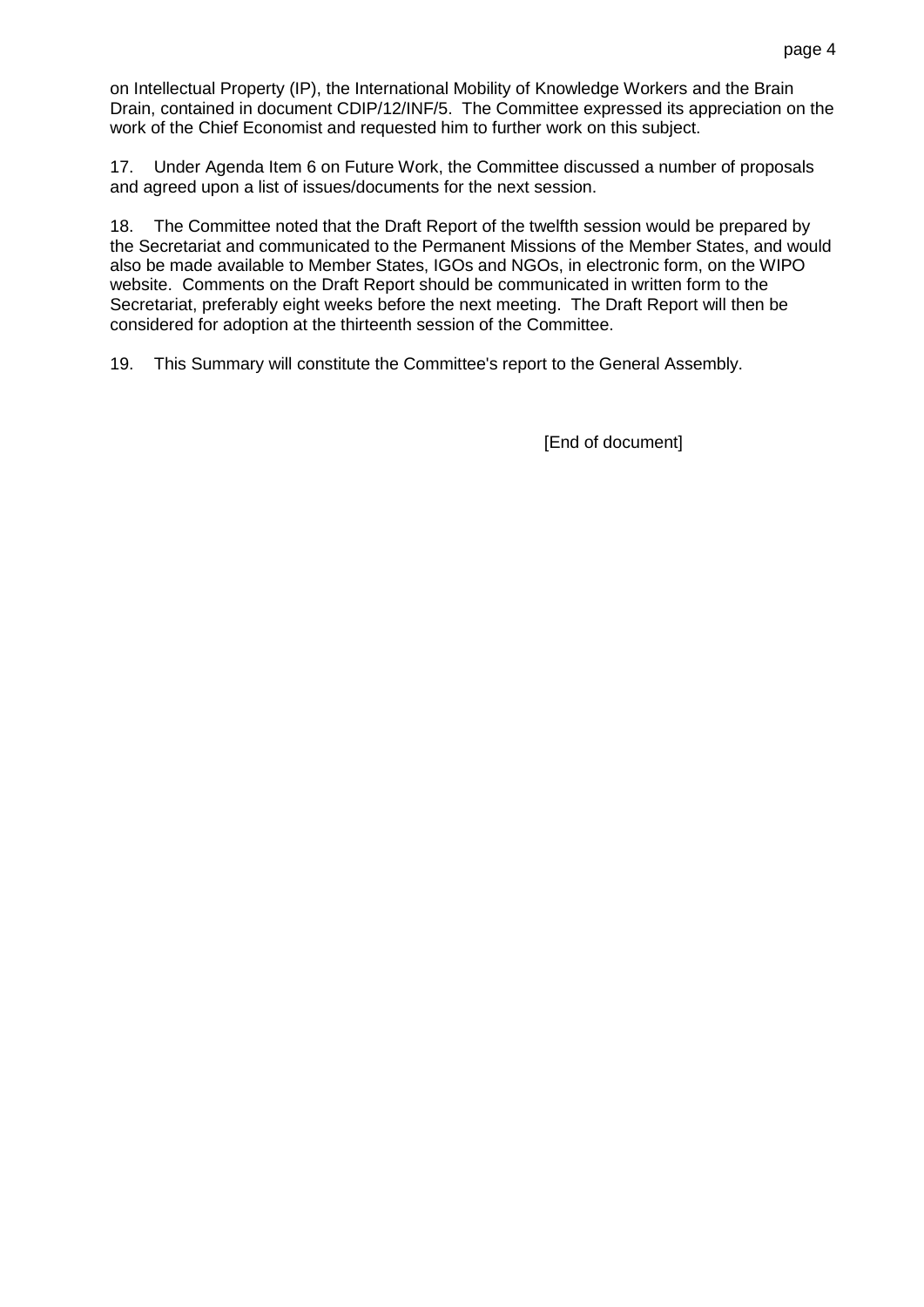on Intellectual Property (IP), the International Mobility of Knowledge Workers and the Brain Drain, contained in document CDIP/12/INF/5. The Committee expressed its appreciation on the work of the Chief Economist and requested him to further work on this subject.

17. Under Agenda Item 6 on Future Work, the Committee discussed a number of proposals and agreed upon a list of issues/documents for the next session.

18. The Committee noted that the Draft Report of the twelfth session would be prepared by the Secretariat and communicated to the Permanent Missions of the Member States, and would also be made available to Member States, IGOs and NGOs, in electronic form, on the WIPO website. Comments on the Draft Report should be communicated in written form to the Secretariat, preferably eight weeks before the next meeting. The Draft Report will then be considered for adoption at the thirteenth session of the Committee.

19. This Summary will constitute the Committee's report to the General Assembly.

[End of document]